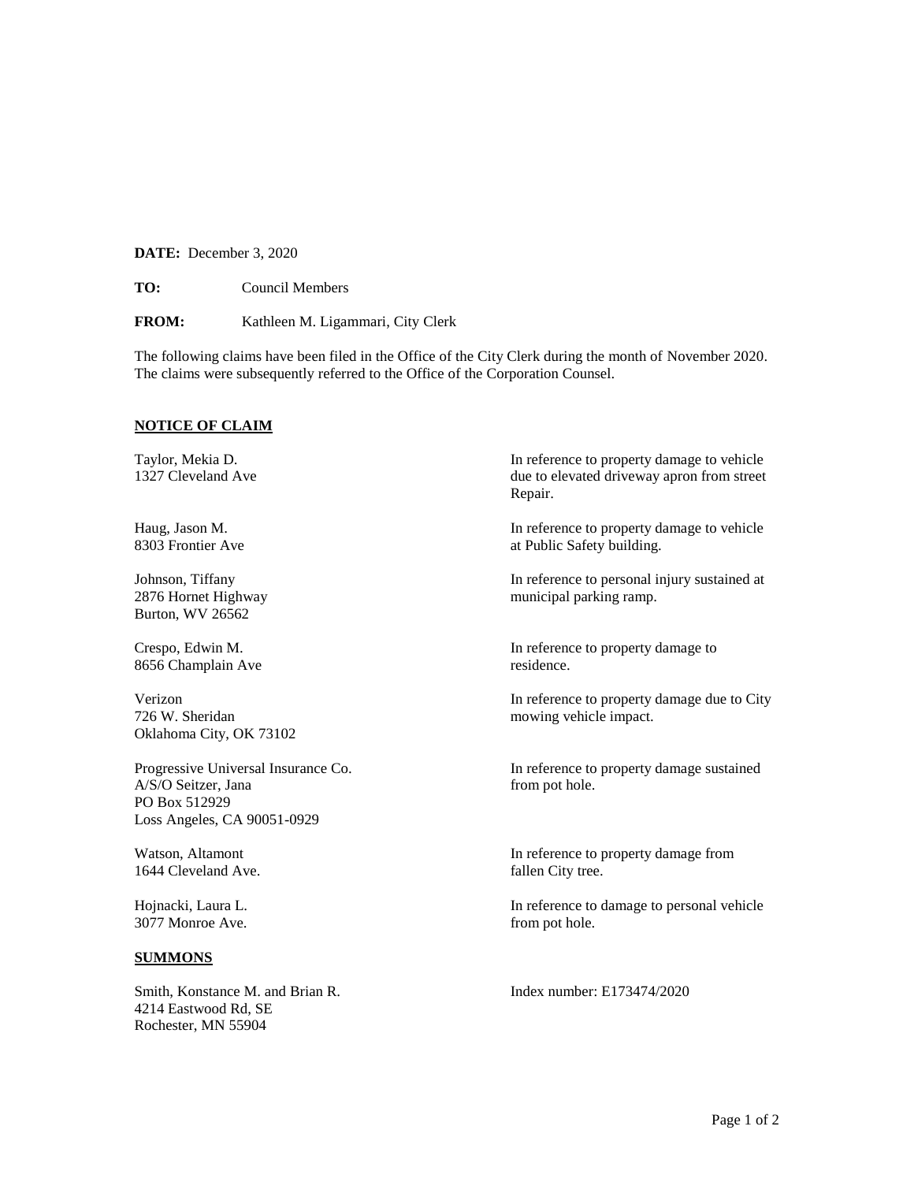**DATE:** December 3, 2020

**TO:** Council Members

**FROM:** Kathleen M. Ligammari, City Clerk

The following claims have been filed in the Office of the City Clerk during the month of November 2020. The claims were subsequently referred to the Office of the Corporation Counsel.

**NOTICE OF CLAIM**

| | |
|---|---|
| Taylor, Mekia D.<br>1327 Cleveland Ave | In reference to property damage to vehicle due to elevated driveway apron from street Repair. |
| Haug, Jason M.<br>8303 Frontier Ave | In reference to property damage to vehicle at Public Safety building. |
| Johnson, Tiffany<br>2876 Hornet Highway<br>Burton, WV 26562 | In reference to personal injury sustained at municipal parking ramp. |
| Crespo, Edwin M.<br>8656 Champlain Ave | In reference to property damage to residence. |
| Verizon<br>726 W. Sheridan<br>Oklahoma City, OK 73102 | In reference to property damage due to City mowing vehicle impact. |
| Progressive Universal Insurance Co.<br>A/S/O Seitzer, Jana<br>PO Box 512929<br>Loss Angeles, CA 90051-0929 | In reference to property damage sustained from pot hole. |
| Watson, Altamont<br>1644 Cleveland Ave. | In reference to property damage from fallen City tree. |
| Hojnacki, Laura L.<br>3077 Monroe Ave. | In reference to damage to personal vehicle from pot hole. |

**SUMMONS**

| | |
|---|---|
| Smith, Konstance M. and Brian R.<br>4214 Eastwood Rd, SE<br>Rochester, MN 55904 | Index number: E173474/2020 |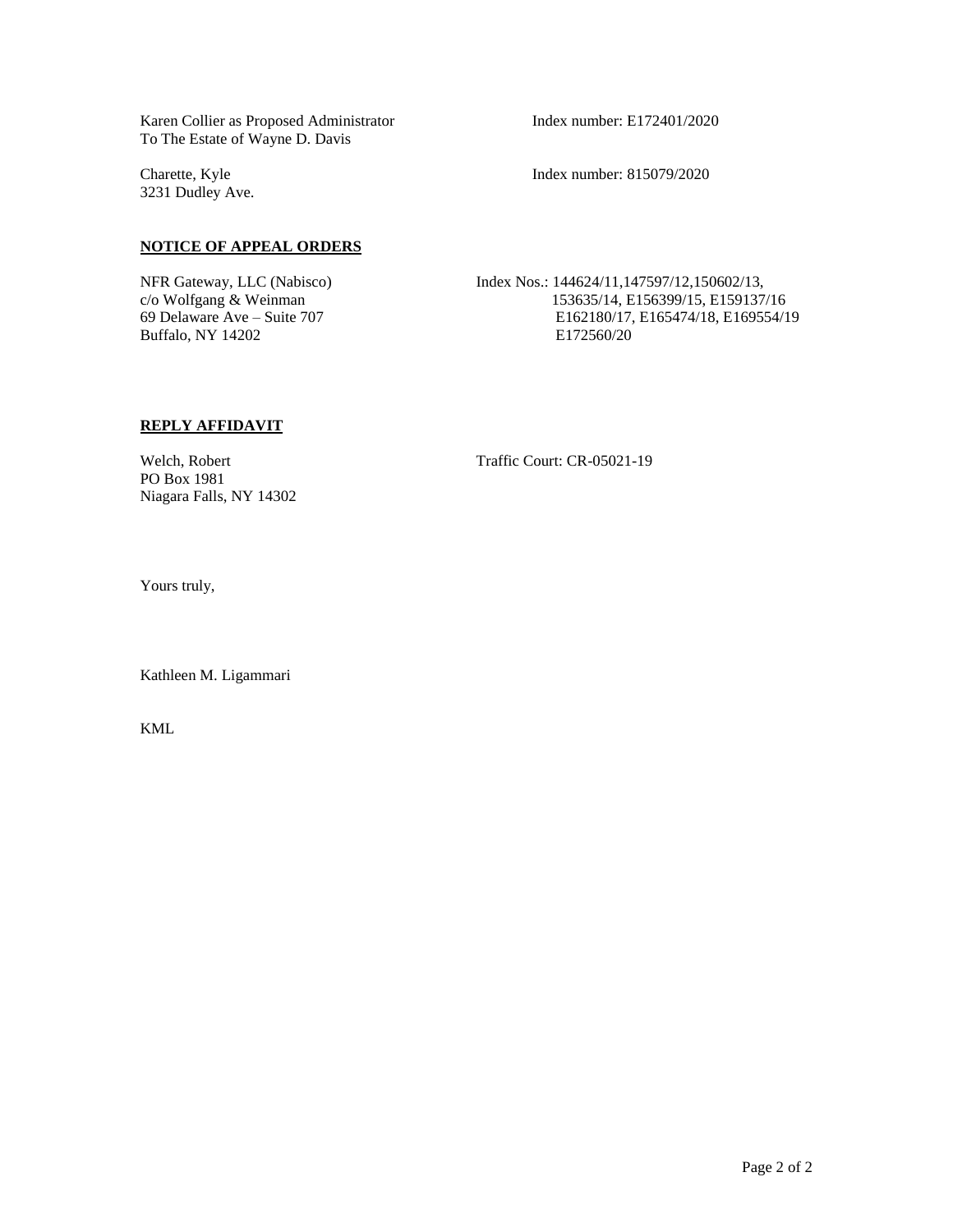Karen Collier as Proposed Administrator
To The Estate of Wayne D. Davis

Index number: E172401/2020

Charette, Kyle
3231 Dudley Ave.

Index number: 815079/2020

**NOTICE OF APPEAL ORDERS**

NFR Gateway, LLC (Nabisco)
c/o Wolfgang & Weinman
69 Delaware Ave – Suite 707
Buffalo, NY 14202

Index Nos.: 144624/11,147597/12,150602/13,
153635/14, E156399/15, E159137/16
E162180/17, E165474/18, E169554/19
E172560/20

**REPLY AFFIDAVIT**

Welch, Robert
PO Box 1981
Niagara Falls, NY 14302

Traffic Court: CR-05021-19

Yours truly,

Kathleen M. Ligammari

KML